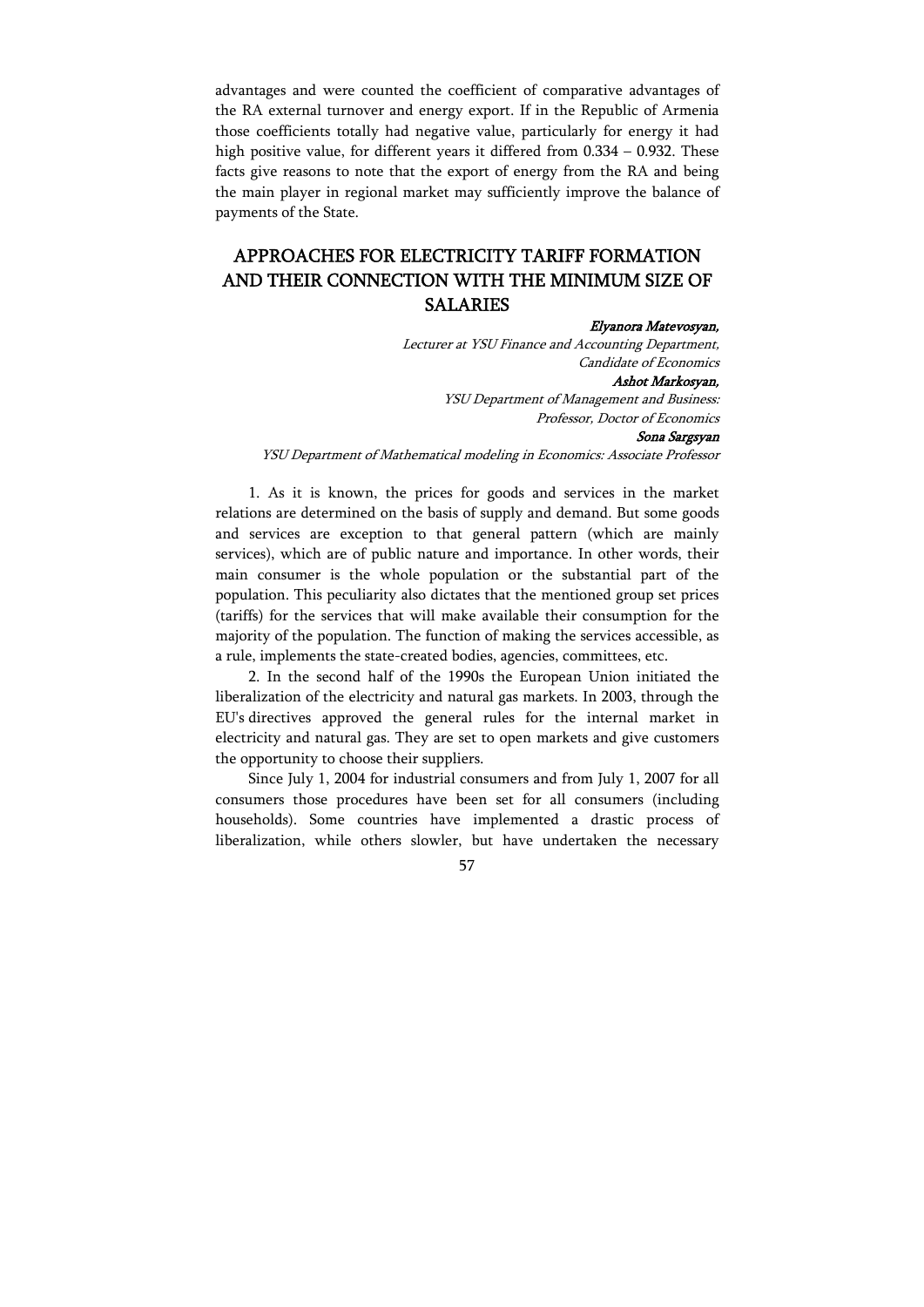advantages and were counted the coefficient of comparative advantages of the RA external turnover and energy export. If in the Republic of Armenia those coefficients totally had negative value, particularly for energy it had high positive value, for different years it differed from 0.334 – 0.932. These facts give reasons to note that the export of energy from the RA and being the main player in regional market may sufficiently improve the balance of payments of the State.

## APPROACHES FOR ELECTRICITY TARIFF FORMATION AND THEIR CONNECTION WITH THE MINIMUM SIZE OF SALARIES

***Elyanora Matevosyan,***
*Lecturer at YSU Finance and Accounting Department, Candidate of Economics*

***Ashot Markosyan,***
*YSU Department of Management and Business: Professor, Doctor of Economics*

***Sona Sargsyan***
*YSU Department of Mathematical modeling in Economics: Associate Professor*

1. As it is known, the prices for goods and services in the market relations are determined on the basis of supply and demand. But some goods and services are exception to that general pattern (which are mainly services), which are of public nature and importance. In other words, their main consumer is the whole population or the substantial part of the population. This peculiarity also dictates that the mentioned group set prices (tariffs) for the services that will make available their consumption for the majority of the population. The function of making the services accessible, as a rule, implements the state-created bodies, agencies, committees, etc.

2. In the second half of the 1990s the European Union initiated the liberalization of the electricity and natural gas markets. In 2003, through the EU's directives approved the general rules for the internal market in electricity and natural gas. They are set to open markets and give customers the opportunity to choose their suppliers.

Since July 1, 2004 for industrial consumers and from July 1, 2007 for all consumers those procedures have been set for all consumers (including households). Some countries have implemented a drastic process of liberalization, while others slowler, but have undertaken the necessary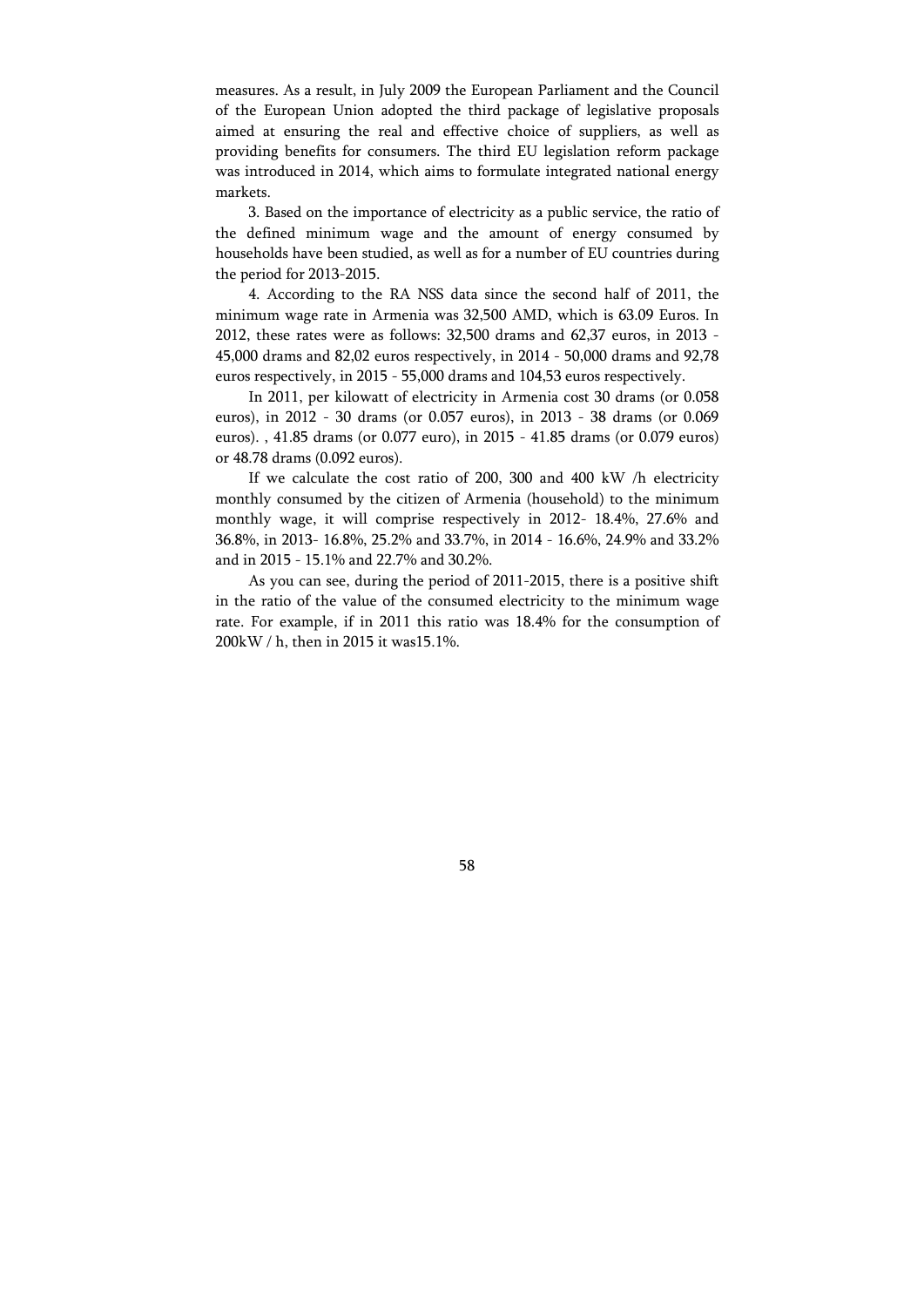measures. As a result, in July 2009 the European Parliament and the Council of the European Union adopted the third package of legislative proposals aimed at ensuring the real and effective choice of suppliers, as well as providing benefits for consumers. The third EU legislation reform package was introduced in 2014, which aims to formulate integrated national energy markets.

3. Based on the importance of electricity as a public service, the ratio of the defined minimum wage and the amount of energy consumed by households have been studied, as well as for a number of EU countries during the period for 2013-2015.

4. According to the RA NSS data since the second half of 2011, the minimum wage rate in Armenia was 32,500 AMD, which is 63.09 Euros. In 2012, these rates were as follows: 32,500 drams and 62,37 euros, in 2013 - 45,000 drams and 82,02 euros respectively, in 2014 - 50,000 drams and 92,78 euros respectively, in 2015 - 55,000 drams and 104,53 euros respectively.

In 2011, per kilowatt of electricity in Armenia cost 30 drams (or 0.058 euros), in 2012 - 30 drams (or 0.057 euros), in 2013 - 38 drams (or 0.069 euros). , 41.85 drams (or 0.077 euro), in 2015 - 41.85 drams (or 0.079 euros) or 48.78 drams (0.092 euros).

If we calculate the cost ratio of 200, 300 and 400 kW /h electricity monthly consumed by the citizen of Armenia (household) to the minimum monthly wage, it will comprise respectively in 2012- 18.4%, 27.6% and 36.8%, in 2013- 16.8%, 25.2% and 33.7%, in 2014 - 16.6%, 24.9% and 33.2% and in 2015 - 15.1% and 22.7% and 30.2%.

As you can see, during the period of 2011-2015, there is a positive shift in the ratio of the value of the consumed electricity to the minimum wage rate. For example, if in 2011 this ratio was 18.4% for the consumption of 200kW / h, then in 2015 it was15.1%.